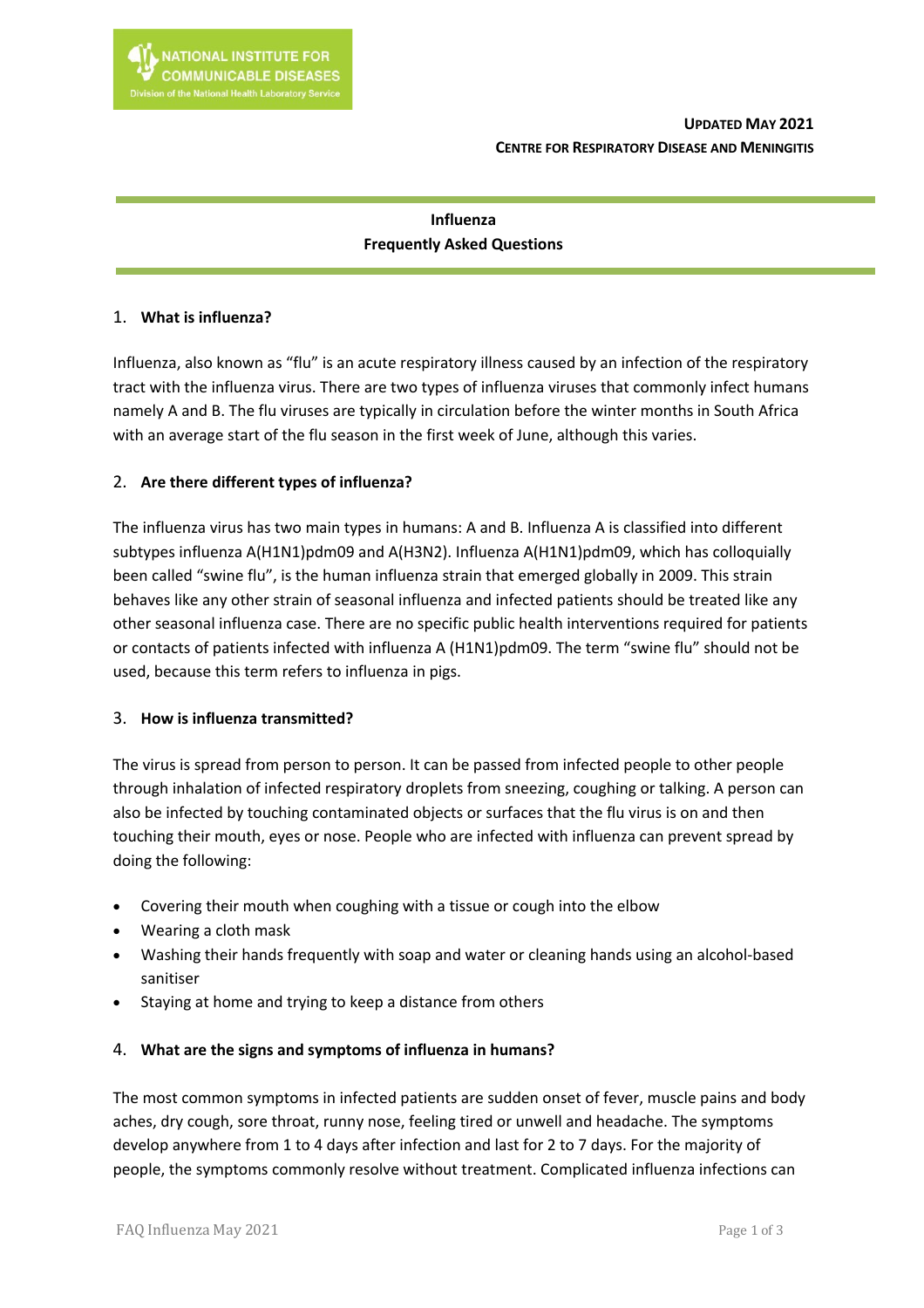NATIONAL INSTITUTE FOR COMMUNICABLE DISEASES
Division of the National Health Laboratory Service

**UPDATED MAY 2021**
**CENTRE FOR RESPIRATORY DISEASE AND MENINGITIS**

# Influenza
## Frequently Asked Questions

### 1. What is influenza?

Influenza, also known as "flu" is an acute respiratory illness caused by an infection of the respiratory tract with the influenza virus. There are two types of influenza viruses that commonly infect humans namely A and B. The flu viruses are typically in circulation before the winter months in South Africa with an average start of the flu season in the first week of June, although this varies.

### 2. Are there different types of influenza?

The influenza virus has two main types in humans: A and B. Influenza A is classified into different subtypes influenza A(H1N1)pdm09 and A(H3N2). Influenza A(H1N1)pdm09, which has colloquially been called "swine flu", is the human influenza strain that emerged globally in 2009. This strain behaves like any other strain of seasonal influenza and infected patients should be treated like any other seasonal influenza case. There are no specific public health interventions required for patients or contacts of patients infected with influenza A (H1N1)pdm09. The term "swine flu" should not be used, because this term refers to influenza in pigs.

### 3. How is influenza transmitted?

The virus is spread from person to person. It can be passed from infected people to other people through inhalation of infected respiratory droplets from sneezing, coughing or talking. A person can also be infected by touching contaminated objects or surfaces that the flu virus is on and then touching their mouth, eyes or nose. People who are infected with influenza can prevent spread by doing the following:

- Covering their mouth when coughing with a tissue or cough into the elbow
- Wearing a cloth mask
- Washing their hands frequently with soap and water or cleaning hands using an alcohol-based sanitiser
- Staying at home and trying to keep a distance from others

### 4. What are the signs and symptoms of influenza in humans?

The most common symptoms in infected patients are sudden onset of fever, muscle pains and body aches, dry cough, sore throat, runny nose, feeling tired or unwell and headache. The symptoms develop anywhere from 1 to 4 days after infection and last for 2 to 7 days. For the majority of people, the symptoms commonly resolve without treatment. Complicated influenza infections can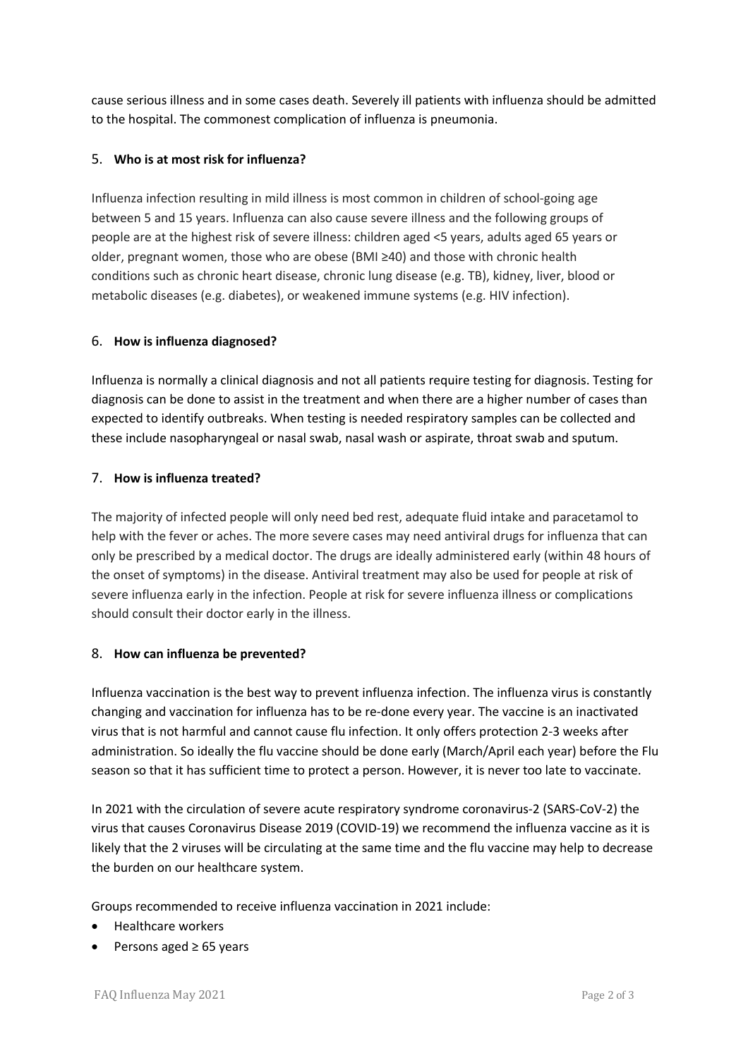cause serious illness and in some cases death. Severely ill patients with influenza should be admitted to the hospital. The commonest complication of influenza is pneumonia.

5. **Who is at most risk for influenza?**

Influenza infection resulting in mild illness is most common in children of school-going age between 5 and 15 years. Influenza can also cause severe illness and the following groups of people are at the highest risk of severe illness: children aged <5 years, adults aged 65 years or older, pregnant women, those who are obese (BMI ≥40) and those with chronic health conditions such as chronic heart disease, chronic lung disease (e.g. TB), kidney, liver, blood or metabolic diseases (e.g. diabetes), or weakened immune systems (e.g. HIV infection).

6. **How is influenza diagnosed?**

Influenza is normally a clinical diagnosis and not all patients require testing for diagnosis. Testing for diagnosis can be done to assist in the treatment and when there are a higher number of cases than expected to identify outbreaks. When testing is needed respiratory samples can be collected and these include nasopharyngeal or nasal swab, nasal wash or aspirate, throat swab and sputum.

7. **How is influenza treated?**

The majority of infected people will only need bed rest, adequate fluid intake and paracetamol to help with the fever or aches. The more severe cases may need antiviral drugs for influenza that can only be prescribed by a medical doctor. The drugs are ideally administered early (within 48 hours of the onset of symptoms) in the disease. Antiviral treatment may also be used for people at risk of severe influenza early in the infection. People at risk for severe influenza illness or complications should consult their doctor early in the illness.

8. **How can influenza be prevented?**

Influenza vaccination is the best way to prevent influenza infection. The influenza virus is constantly changing and vaccination for influenza has to be re-done every year. The vaccine is an inactivated virus that is not harmful and cannot cause flu infection. It only offers protection 2-3 weeks after administration. So ideally the flu vaccine should be done early (March/April each year) before the Flu season so that it has sufficient time to protect a person. However, it is never too late to vaccinate.

In 2021 with the circulation of severe acute respiratory syndrome coronavirus-2 (SARS-CoV-2) the virus that causes Coronavirus Disease 2019 (COVID-19) we recommend the influenza vaccine as it is likely that the 2 viruses will be circulating at the same time and the flu vaccine may help to decrease the burden on our healthcare system.

Groups recommended to receive influenza vaccination in 2021 include:

- Healthcare workers
- Persons aged ≥ 65 years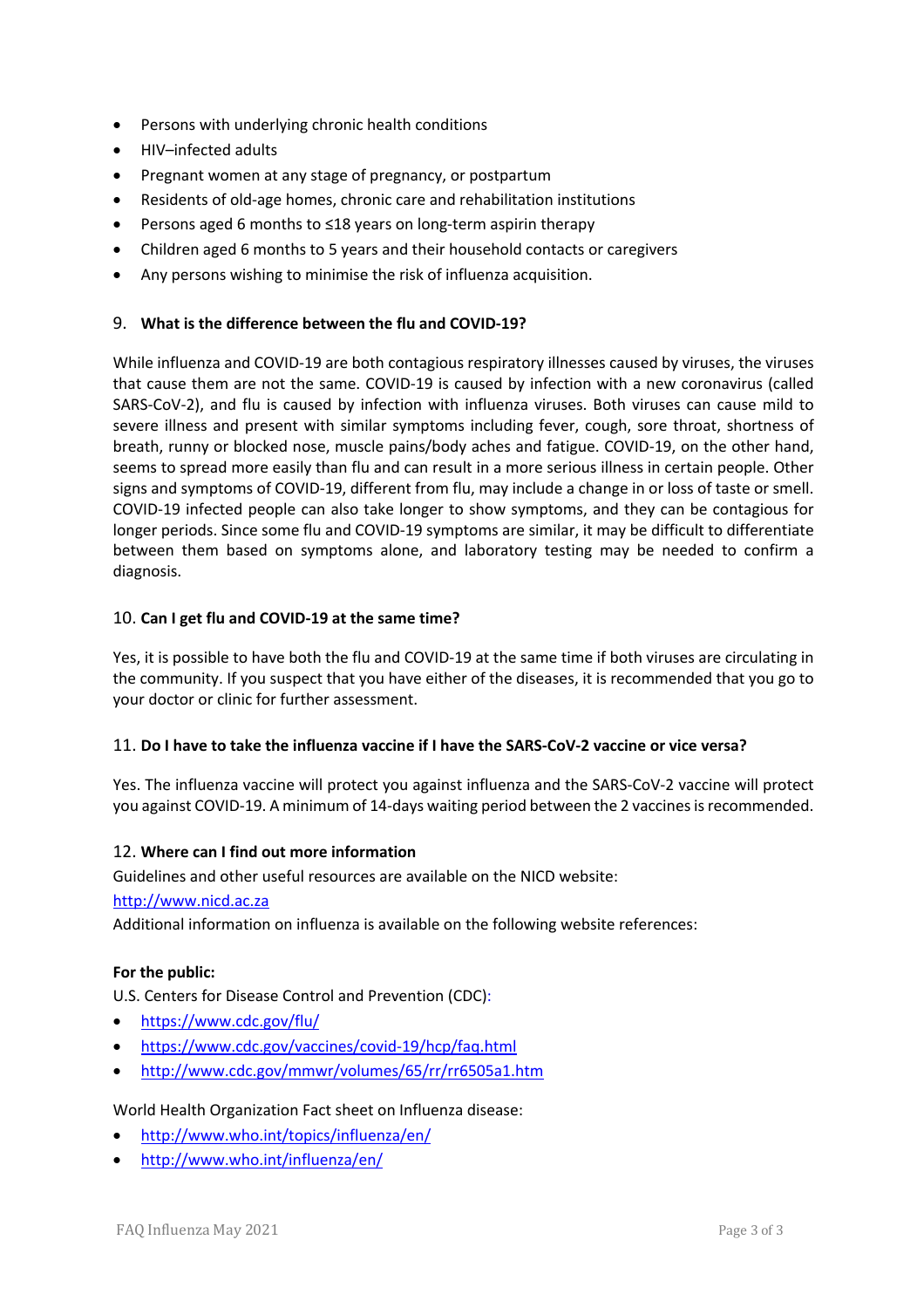- Persons with underlying chronic health conditions
- HIV–infected adults
- Pregnant women at any stage of pregnancy, or postpartum
- Residents of old-age homes, chronic care and rehabilitation institutions
- Persons aged 6 months to ≤18 years on long-term aspirin therapy
- Children aged 6 months to 5 years and their household contacts or caregivers
- Any persons wishing to minimise the risk of influenza acquisition.

9. **What is the difference between the flu and COVID-19?**

While influenza and COVID-19 are both contagious respiratory illnesses caused by viruses, the viruses that cause them are not the same. COVID-19 is caused by infection with a new coronavirus (called SARS-CoV-2), and flu is caused by infection with influenza viruses. Both viruses can cause mild to severe illness and present with similar symptoms including fever, cough, sore throat, shortness of breath, runny or blocked nose, muscle pains/body aches and fatigue. COVID-19, on the other hand, seems to spread more easily than flu and can result in a more serious illness in certain people. Other signs and symptoms of COVID-19, different from flu, may include a change in or loss of taste or smell. COVID-19 infected people can also take longer to show symptoms, and they can be contagious for longer periods. Since some flu and COVID-19 symptoms are similar, it may be difficult to differentiate between them based on symptoms alone, and laboratory testing may be needed to confirm a diagnosis.

10. **Can I get flu and COVID-19 at the same time?**

Yes, it is possible to have both the flu and COVID-19 at the same time if both viruses are circulating in the community. If you suspect that you have either of the diseases, it is recommended that you go to your doctor or clinic for further assessment.

11. **Do I have to take the influenza vaccine if I have the SARS-CoV-2 vaccine or vice versa?**

Yes. The influenza vaccine will protect you against influenza and the SARS-CoV-2 vaccine will protect you against COVID-19. A minimum of 14-days waiting period between the 2 vaccines is recommended.

12. **Where can I find out more information**

Guidelines and other useful resources are available on the NICD website:
http://www.nicd.ac.za
Additional information on influenza is available on the following website references:

**For the public:**

U.S. Centers for Disease Control and Prevention (CDC):

- https://www.cdc.gov/flu/
- https://www.cdc.gov/vaccines/covid-19/hcp/faq.html
- http://www.cdc.gov/mmwr/volumes/65/rr/rr6505a1.htm

World Health Organization Fact sheet on Influenza disease:

- http://www.who.int/topics/influenza/en/
- http://www.who.int/influenza/en/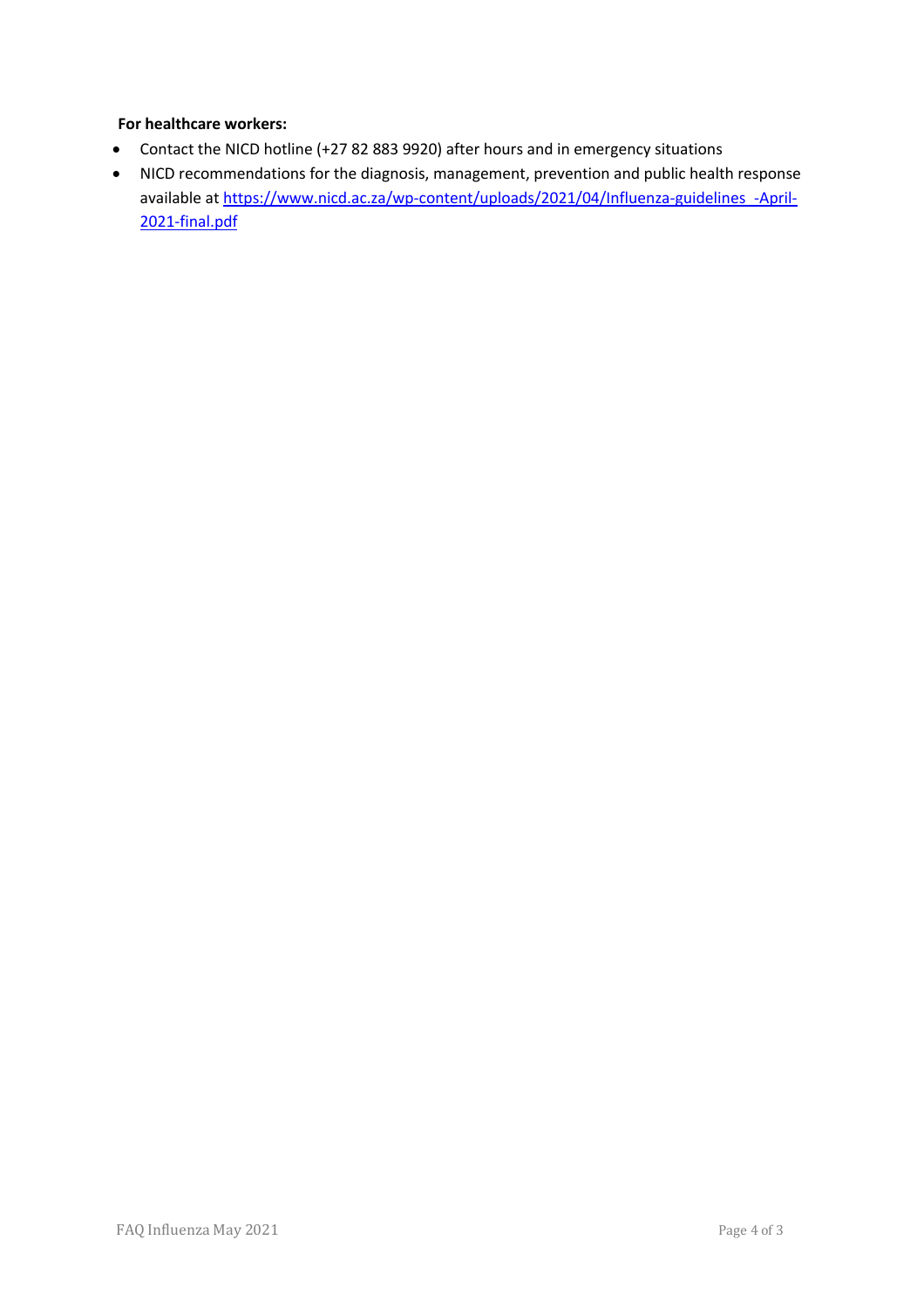**For healthcare workers:**

- Contact the NICD hotline (+27 82 883 9920) after hours and in emergency situations
- NICD recommendations for the diagnosis, management, prevention and public health response available at https://www.nicd.ac.za/wp-content/uploads/2021/04/Influenza-guidelines_-April-2021-final.pdf